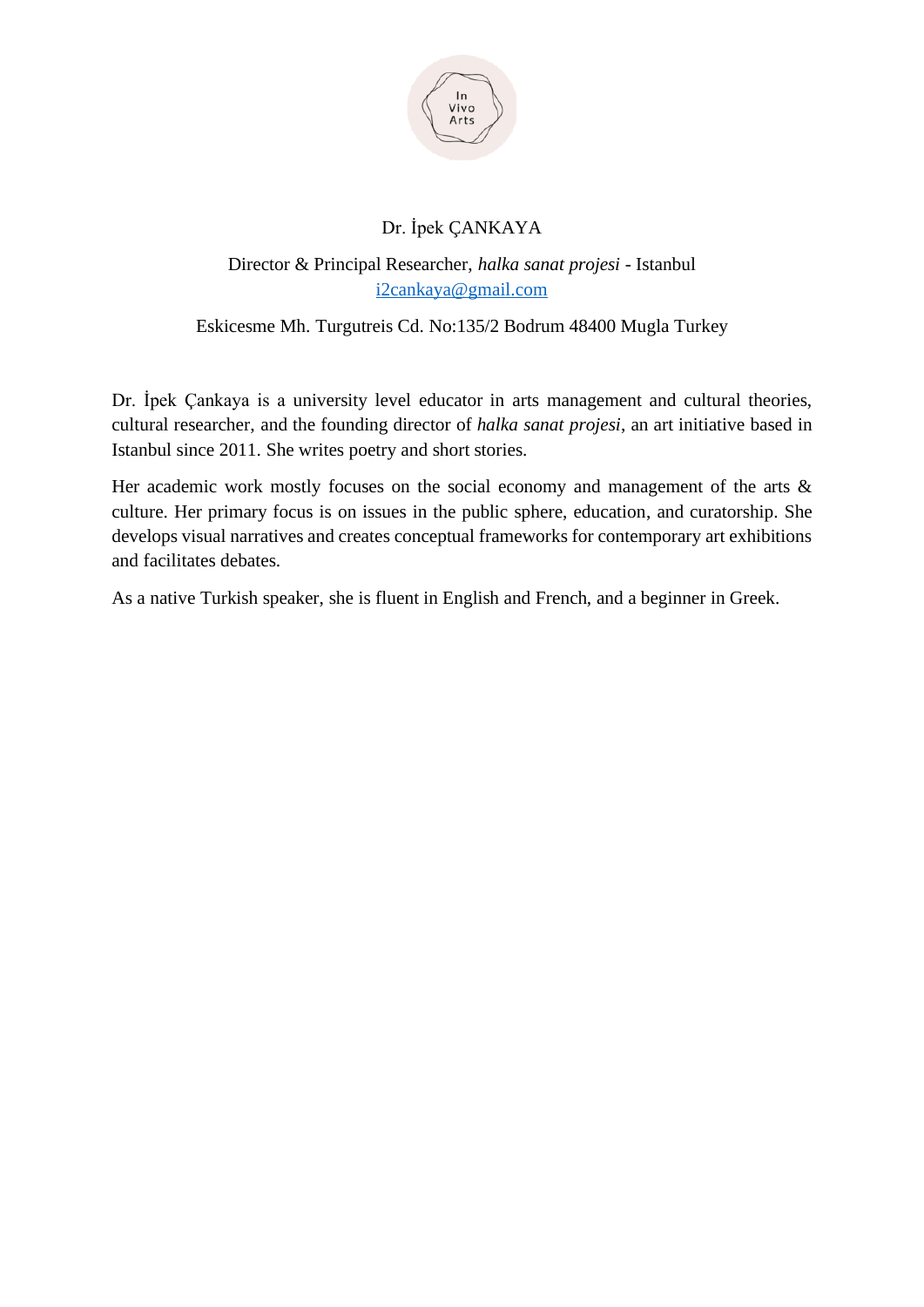In Vivo Arts

Dr. İpek ÇANKAYA

Director & Principal Researcher, *halka sanat projesi* - Istanbul
i2cankaya@gmail.com

Eskicesme Mh. Turgutreis Cd. No:135/2 Bodrum 48400 Mugla Turkey

Dr. İpek Çankaya is a university level educator in arts management and cultural theories, cultural researcher, and the founding director of *halka sanat projesi*, an art initiative based in Istanbul since 2011. She writes poetry and short stories.

Her academic work mostly focuses on the social economy and management of the arts & culture. Her primary focus is on issues in the public sphere, education, and curatorship. She develops visual narratives and creates conceptual frameworks for contemporary art exhibitions and facilitates debates.

As a native Turkish speaker, she is fluent in English and French, and a beginner in Greek.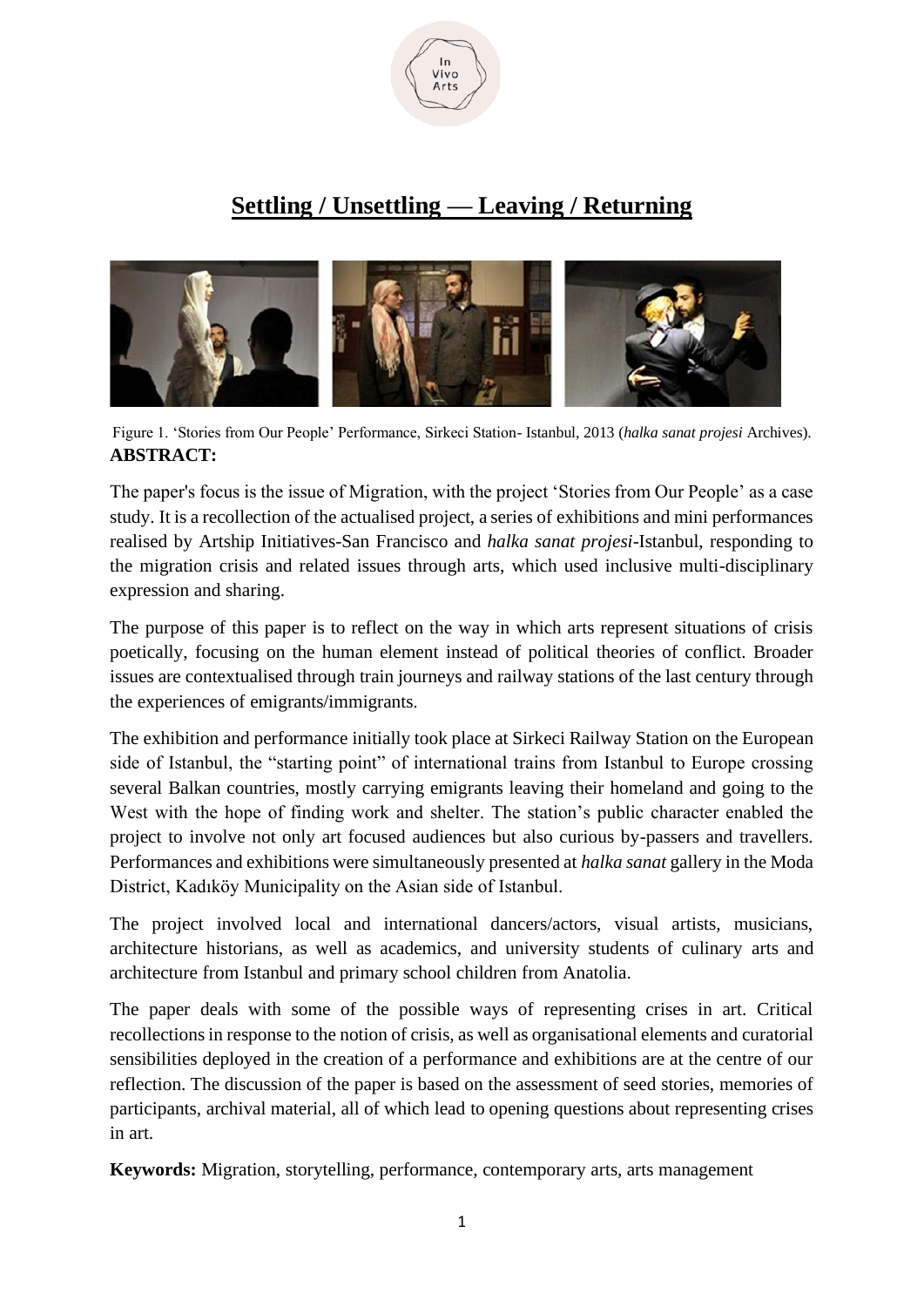# Settling / Unsettling — Leaving / Returning

Figure 1. 'Stories from Our People' Performance, Sirkeci Station- Istanbul, 2013 (*halka sanat projesi* Archives).

**ABSTRACT:**

The paper's focus is the issue of Migration, with the project 'Stories from Our People' as a case study. It is a recollection of the actualised project, a series of exhibitions and mini performances realised by Artship Initiatives-San Francisco and *halka sanat projesi*-Istanbul, responding to the migration crisis and related issues through arts, which used inclusive multi-disciplinary expression and sharing.

The purpose of this paper is to reflect on the way in which arts represent situations of crisis poetically, focusing on the human element instead of political theories of conflict. Broader issues are contextualised through train journeys and railway stations of the last century through the experiences of emigrants/immigrants.

The exhibition and performance initially took place at Sirkeci Railway Station on the European side of Istanbul, the "starting point" of international trains from Istanbul to Europe crossing several Balkan countries, mostly carrying emigrants leaving their homeland and going to the West with the hope of finding work and shelter. The station's public character enabled the project to involve not only art focused audiences but also curious by-passers and travellers. Performances and exhibitions were simultaneously presented at *halka sanat* gallery in the Moda District, Kadıköy Municipality on the Asian side of Istanbul.

The project involved local and international dancers/actors, visual artists, musicians, architecture historians, as well as academics, and university students of culinary arts and architecture from Istanbul and primary school children from Anatolia.

The paper deals with some of the possible ways of representing crises in art. Critical recollections in response to the notion of crisis, as well as organisational elements and curatorial sensibilities deployed in the creation of a performance and exhibitions are at the centre of our reflection. The discussion of the paper is based on the assessment of seed stories, memories of participants, archival material, all of which lead to opening questions about representing crises in art.

**Keywords:** Migration, storytelling, performance, contemporary arts, arts management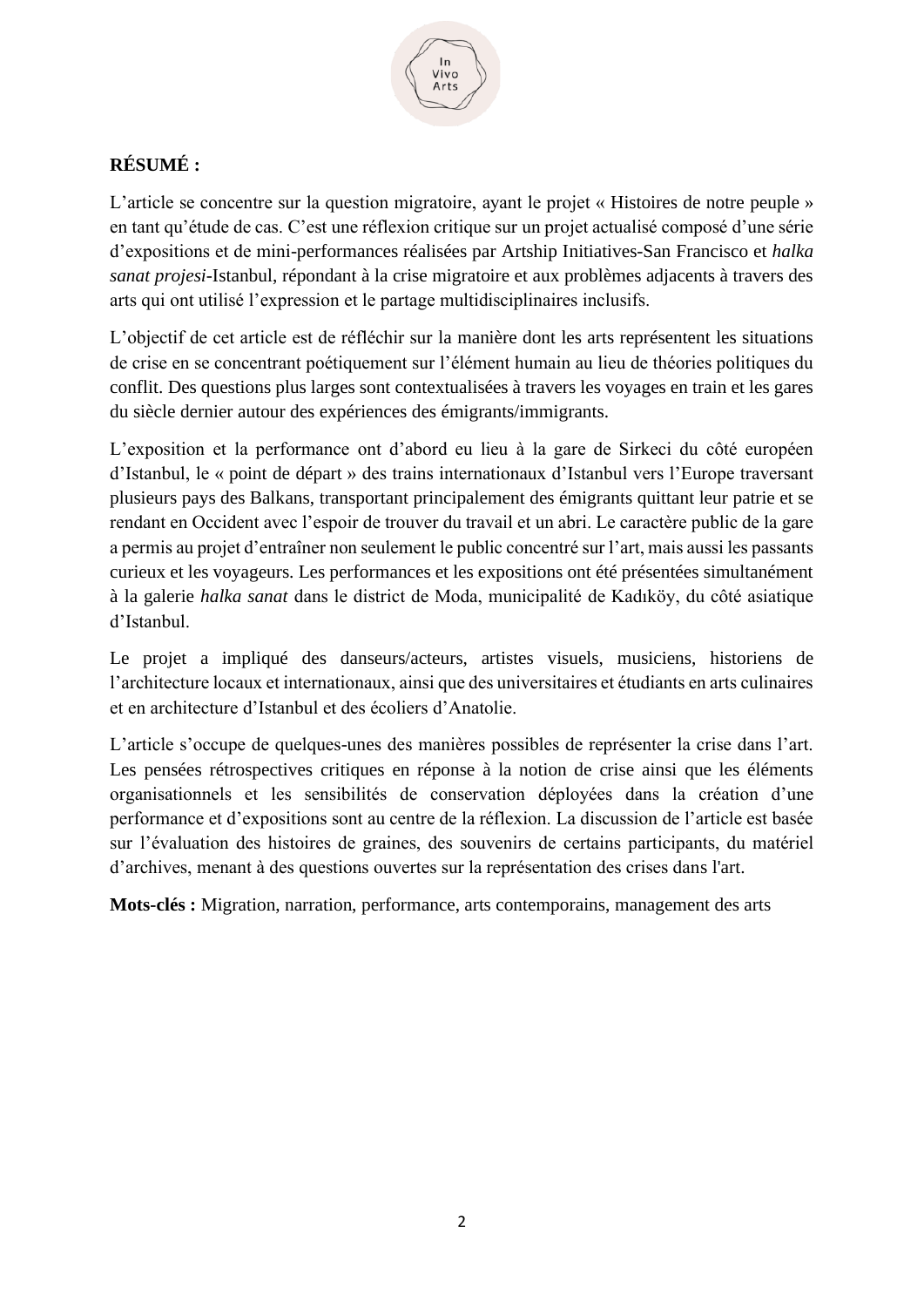**RÉSUMÉ :**

L'article se concentre sur la question migratoire, ayant le projet « Histoires de notre peuple » en tant qu'étude de cas. C'est une réflexion critique sur un projet actualisé composé d'une série d'expositions et de mini-performances réalisées par Artship Initiatives-San Francisco et *halka sanat projesi*-Istanbul, répondant à la crise migratoire et aux problèmes adjacents à travers des arts qui ont utilisé l'expression et le partage multidisciplinaires inclusifs.

L'objectif de cet article est de réfléchir sur la manière dont les arts représentent les situations de crise en se concentrant poétiquement sur l'élément humain au lieu de théories politiques du conflit. Des questions plus larges sont contextualisées à travers les voyages en train et les gares du siècle dernier autour des expériences des émigrants/immigrants.

L'exposition et la performance ont d'abord eu lieu à la gare de Sirkeci du côté européen d'Istanbul, le « point de départ » des trains internationaux d'Istanbul vers l'Europe traversant plusieurs pays des Balkans, transportant principalement des émigrants quittant leur patrie et se rendant en Occident avec l'espoir de trouver du travail et un abri. Le caractère public de la gare a permis au projet d'entraîner non seulement le public concentré sur l'art, mais aussi les passants curieux et les voyageurs. Les performances et les expositions ont été présentées simultanément à la galerie *halka sanat* dans le district de Moda, municipalité de Kadıköy, du côté asiatique d'Istanbul.

Le projet a impliqué des danseurs/acteurs, artistes visuels, musiciens, historiens de l'architecture locaux et internationaux, ainsi que des universitaires et étudiants en arts culinaires et en architecture d'Istanbul et des écoliers d'Anatolie.

L'article s'occupe de quelques-unes des manières possibles de représenter la crise dans l'art. Les pensées rétrospectives critiques en réponse à la notion de crise ainsi que les éléments organisationnels et les sensibilités de conservation déployées dans la création d'une performance et d'expositions sont au centre de la réflexion. La discussion de l'article est basée sur l'évaluation des histoires de graines, des souvenirs de certains participants, du matériel d'archives, menant à des questions ouvertes sur la représentation des crises dans l'art.

**Mots-clés :** Migration, narration, performance, arts contemporains, management des arts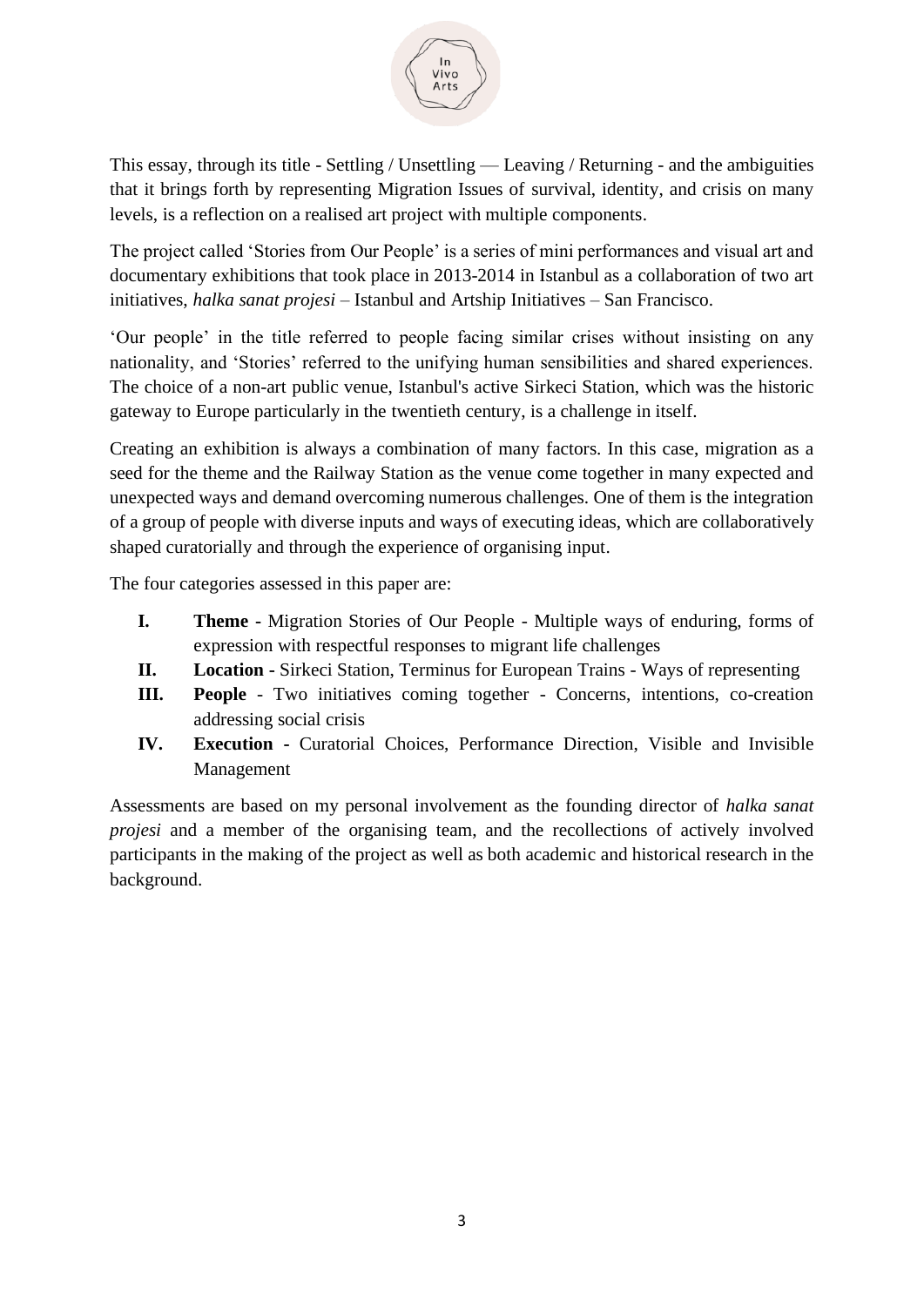This essay, through its title - Settling / Unsettling — Leaving / Returning - and the ambiguities that it brings forth by representing Migration Issues of survival, identity, and crisis on many levels, is a reflection on a realised art project with multiple components.

The project called 'Stories from Our People' is a series of mini performances and visual art and documentary exhibitions that took place in 2013-2014 in Istanbul as a collaboration of two art initiatives, *halka sanat projesi* – Istanbul and Artship Initiatives – San Francisco.

'Our people' in the title referred to people facing similar crises without insisting on any nationality, and 'Stories' referred to the unifying human sensibilities and shared experiences. The choice of a non-art public venue, Istanbul's active Sirkeci Station, which was the historic gateway to Europe particularly in the twentieth century, is a challenge in itself.

Creating an exhibition is always a combination of many factors. In this case, migration as a seed for the theme and the Railway Station as the venue come together in many expected and unexpected ways and demand overcoming numerous challenges. One of them is the integration of a group of people with diverse inputs and ways of executing ideas, which are collaboratively shaped curatorially and through the experience of organising input.

The four categories assessed in this paper are:

- **I. Theme -** Migration Stories of Our People - Multiple ways of enduring, forms of expression with respectful responses to migrant life challenges
- **II. Location -** Sirkeci Station, Terminus for European Trains - Ways of representing
- **III. People** - Two initiatives coming together - Concerns, intentions, co-creation addressing social crisis
- **IV. Execution -** Curatorial Choices, Performance Direction, Visible and Invisible Management

Assessments are based on my personal involvement as the founding director of *halka sanat projesi* and a member of the organising team, and the recollections of actively involved participants in the making of the project as well as both academic and historical research in the background.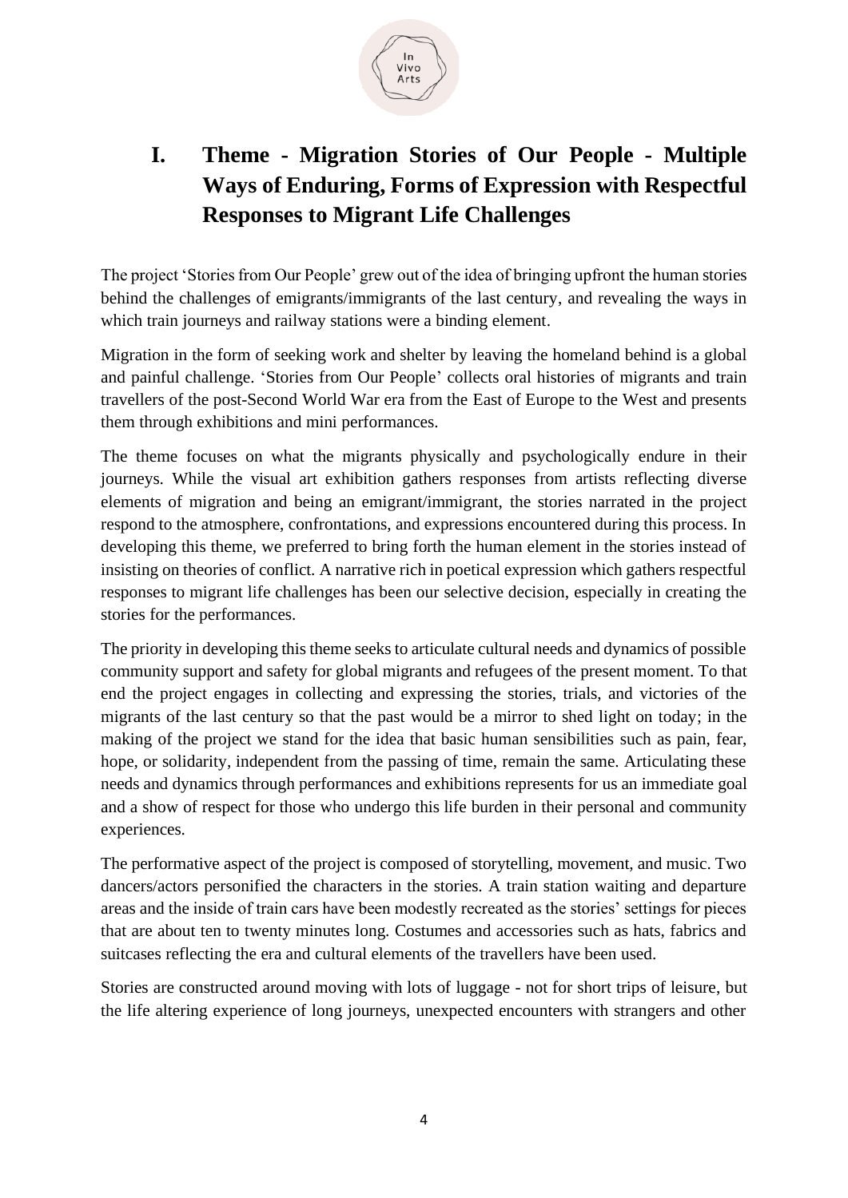# I. Theme - Migration Stories of Our People - Multiple Ways of Enduring, Forms of Expression with Respectful Responses to Migrant Life Challenges

The project 'Stories from Our People' grew out of the idea of bringing upfront the human stories behind the challenges of emigrants/immigrants of the last century, and revealing the ways in which train journeys and railway stations were a binding element.

Migration in the form of seeking work and shelter by leaving the homeland behind is a global and painful challenge. 'Stories from Our People' collects oral histories of migrants and train travellers of the post-Second World War era from the East of Europe to the West and presents them through exhibitions and mini performances.

The theme focuses on what the migrants physically and psychologically endure in their journeys. While the visual art exhibition gathers responses from artists reflecting diverse elements of migration and being an emigrant/immigrant, the stories narrated in the project respond to the atmosphere, confrontations, and expressions encountered during this process. In developing this theme, we preferred to bring forth the human element in the stories instead of insisting on theories of conflict. A narrative rich in poetical expression which gathers respectful responses to migrant life challenges has been our selective decision, especially in creating the stories for the performances.

The priority in developing this theme seeks to articulate cultural needs and dynamics of possible community support and safety for global migrants and refugees of the present moment. To that end the project engages in collecting and expressing the stories, trials, and victories of the migrants of the last century so that the past would be a mirror to shed light on today; in the making of the project we stand for the idea that basic human sensibilities such as pain, fear, hope, or solidarity, independent from the passing of time, remain the same. Articulating these needs and dynamics through performances and exhibitions represents for us an immediate goal and a show of respect for those who undergo this life burden in their personal and community experiences.

The performative aspect of the project is composed of storytelling, movement, and music. Two dancers/actors personified the characters in the stories. A train station waiting and departure areas and the inside of train cars have been modestly recreated as the stories' settings for pieces that are about ten to twenty minutes long. Costumes and accessories such as hats, fabrics and suitcases reflecting the era and cultural elements of the travellers have been used.

Stories are constructed around moving with lots of luggage - not for short trips of leisure, but the life altering experience of long journeys, unexpected encounters with strangers and other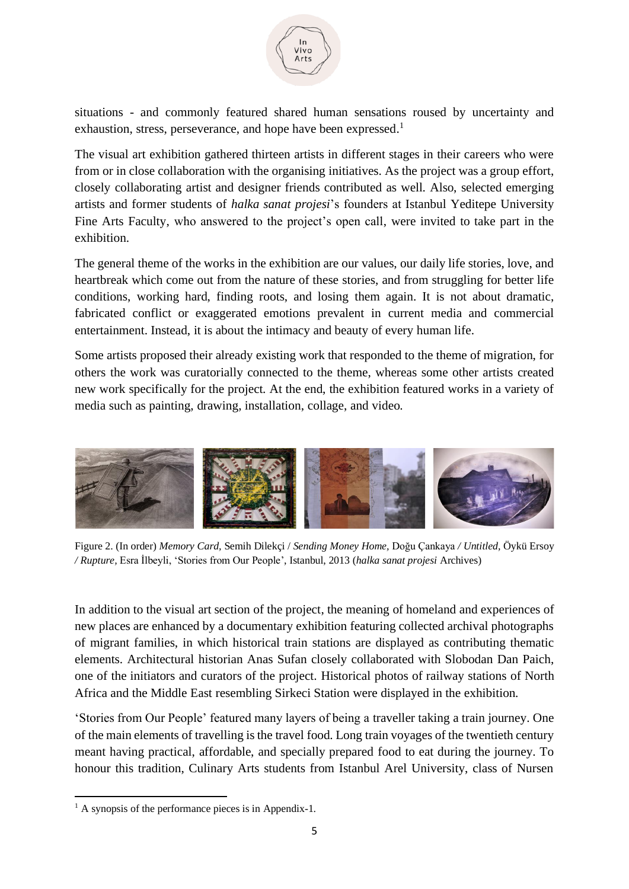situations - and commonly featured shared human sensations roused by uncertainty and exhaustion, stress, perseverance, and hope have been expressed.[1]

The visual art exhibition gathered thirteen artists in different stages in their careers who were from or in close collaboration with the organising initiatives. As the project was a group effort, closely collaborating artist and designer friends contributed as well. Also, selected emerging artists and former students of *halka sanat projesi*'s founders at Istanbul Yeditepe University Fine Arts Faculty, who answered to the project's open call, were invited to take part in the exhibition.

The general theme of the works in the exhibition are our values, our daily life stories, love, and heartbreak which come out from the nature of these stories, and from struggling for better life conditions, working hard, finding roots, and losing them again. It is not about dramatic, fabricated conflict or exaggerated emotions prevalent in current media and commercial entertainment. Instead, it is about the intimacy and beauty of every human life.

Some artists proposed their already existing work that responded to the theme of migration, for others the work was curatorially connected to the theme, whereas some other artists created new work specifically for the project. At the end, the exhibition featured works in a variety of media such as painting, drawing, installation, collage, and video.

Figure 2. (In order) *Memory Card,* Semih Dilekçi / *Sending Money Home,* Doğu Çankaya */ Untitled,* Öykü Ersoy */ Rupture,* Esra İlbeyli, 'Stories from Our People', Istanbul, 2013 (*halka sanat projesi* Archives)

In addition to the visual art section of the project, the meaning of homeland and experiences of new places are enhanced by a documentary exhibition featuring collected archival photographs of migrant families, in which historical train stations are displayed as contributing thematic elements. Architectural historian Anas Sufan closely collaborated with Slobodan Dan Paich, one of the initiators and curators of the project. Historical photos of railway stations of North Africa and the Middle East resembling Sirkeci Station were displayed in the exhibition.

'Stories from Our People' featured many layers of being a traveller taking a train journey. One of the main elements of travelling is the travel food. Long train voyages of the twentieth century meant having practical, affordable, and specially prepared food to eat during the journey. To honour this tradition, Culinary Arts students from Istanbul Arel University, class of Nursen

[1] A synopsis of the performance pieces is in Appendix-1.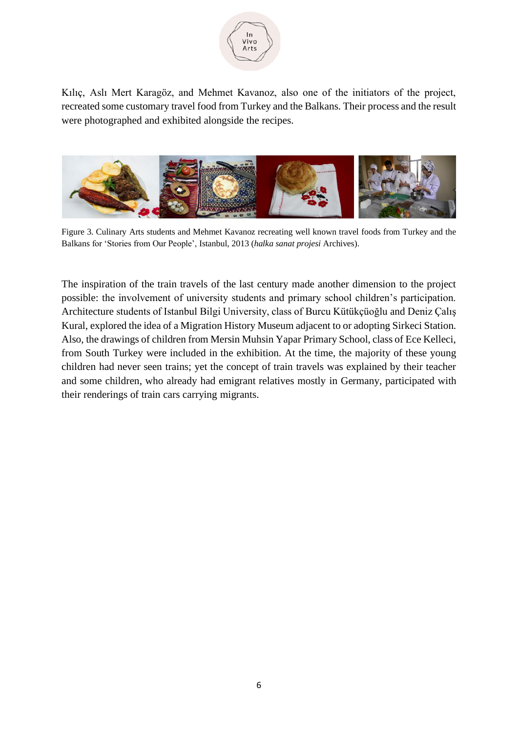Kılıç, Aslı Mert Karagöz, and Mehmet Kavanoz, also one of the initiators of the project, recreated some customary travel food from Turkey and the Balkans. Their process and the result were photographed and exhibited alongside the recipes.

Figure 3. Culinary Arts students and Mehmet Kavanoz recreating well known travel foods from Turkey and the Balkans for 'Stories from Our People', Istanbul, 2013 (*halka sanat projesi* Archives).

The inspiration of the train travels of the last century made another dimension to the project possible: the involvement of university students and primary school children's participation. Architecture students of Istanbul Bilgi University, class of Burcu Kütükçüoğlu and Deniz Çalış Kural, explored the idea of a Migration History Museum adjacent to or adopting Sirkeci Station. Also, the drawings of children from Mersin Muhsin Yapar Primary School, class of Ece Kelleci, from South Turkey were included in the exhibition. At the time, the majority of these young children had never seen trains; yet the concept of train travels was explained by their teacher and some children, who already had emigrant relatives mostly in Germany, participated with their renderings of train cars carrying migrants.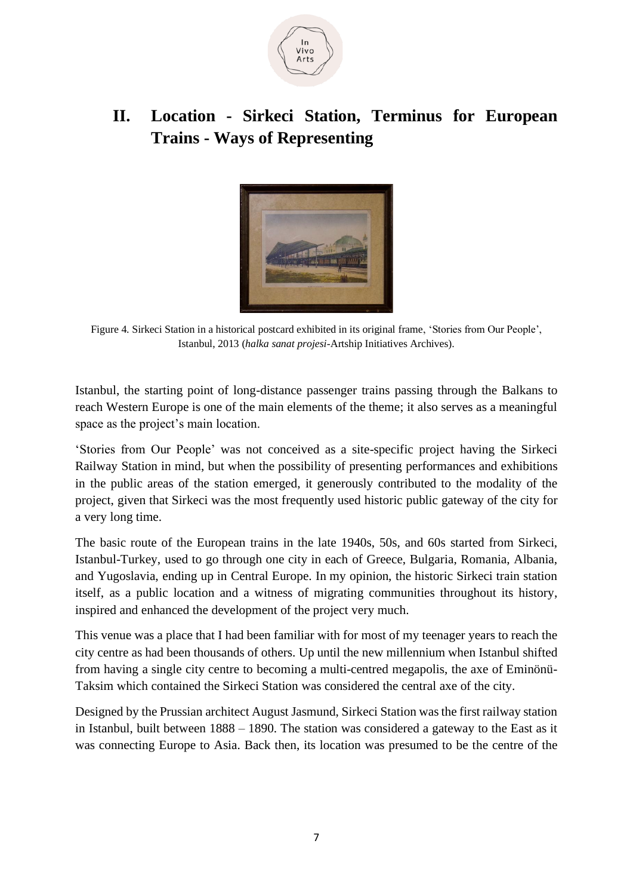# II. Location - Sirkeci Station, Terminus for European Trains - Ways of Representing

Figure 4. Sirkeci Station in a historical postcard exhibited in its original frame, 'Stories from Our People', Istanbul, 2013 (*halka sanat projesi*-Artship Initiatives Archives).

Istanbul, the starting point of long-distance passenger trains passing through the Balkans to reach Western Europe is one of the main elements of the theme; it also serves as a meaningful space as the project's main location.

'Stories from Our People' was not conceived as a site-specific project having the Sirkeci Railway Station in mind, but when the possibility of presenting performances and exhibitions in the public areas of the station emerged, it generously contributed to the modality of the project, given that Sirkeci was the most frequently used historic public gateway of the city for a very long time.

The basic route of the European trains in the late 1940s, 50s, and 60s started from Sirkeci, Istanbul-Turkey, used to go through one city in each of Greece, Bulgaria, Romania, Albania, and Yugoslavia, ending up in Central Europe. In my opinion, the historic Sirkeci train station itself, as a public location and a witness of migrating communities throughout its history, inspired and enhanced the development of the project very much.

This venue was a place that I had been familiar with for most of my teenager years to reach the city centre as had been thousands of others. Up until the new millennium when Istanbul shifted from having a single city centre to becoming a multi-centred megapolis, the axe of Eminönü-Taksim which contained the Sirkeci Station was considered the central axe of the city.

Designed by the Prussian architect August Jasmund, Sirkeci Station was the first railway station in Istanbul, built between 1888 – 1890. The station was considered a gateway to the East as it was connecting Europe to Asia. Back then, its location was presumed to be the centre of the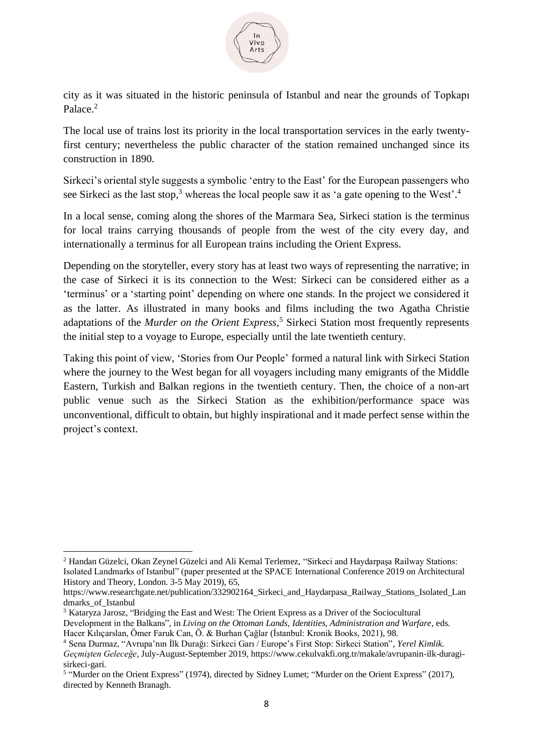city as it was situated in the historic peninsula of Istanbul and near the grounds of Topkapı Palace.[2]

The local use of trains lost its priority in the local transportation services in the early twenty-first century; nevertheless the public character of the station remained unchanged since its construction in 1890.

Sirkeci's oriental style suggests a symbolic 'entry to the East' for the European passengers who see Sirkeci as the last stop,[3] whereas the local people saw it as 'a gate opening to the West'.[4]

In a local sense, coming along the shores of the Marmara Sea, Sirkeci station is the terminus for local trains carrying thousands of people from the west of the city every day, and internationally a terminus for all European trains including the Orient Express.

Depending on the storyteller, every story has at least two ways of representing the narrative; in the case of Sirkeci it is its connection to the West: Sirkeci can be considered either as a 'terminus' or a 'starting point' depending on where one stands. In the project we considered it as the latter. As illustrated in many books and films including the two Agatha Christie adaptations of the *Murder on the Orient Express,*[5] Sirkeci Station most frequently represents the initial step to a voyage to Europe, especially until the late twentieth century.

Taking this point of view, 'Stories from Our People' formed a natural link with Sirkeci Station where the journey to the West began for all voyagers including many emigrants of the Middle Eastern, Turkish and Balkan regions in the twentieth century. Then, the choice of a non-art public venue such as the Sirkeci Station as the exhibition/performance space was unconventional, difficult to obtain, but highly inspirational and it made perfect sense within the project's context.

---

[2] Handan Güzelci, Okan Zeynel Güzelci and Ali Kemal Terlemez, "Sirkeci and Haydarpaşa Railway Stations: Isolated Landmarks of Istanbul" (paper presented at the SPACE International Conference 2019 on Architectural History and Theory, London. 3-5 May 2019), 65, https://www.researchgate.net/publication/332902164_Sirkeci_and_Haydarpasa_Railway_Stations_Isolated_Landmarks_of_Istanbul

[3] Kataryza Jarosz, "Bridging the East and West: The Orient Express as a Driver of the Sociocultural Development in the Balkans", in *Living on the Ottoman Lands, Identities, Administration and Warfare*, eds. Hacer Kılıçarslan, Ömer Faruk Can, Ö. & Burhan Çağlar (İstanbul: Kronik Books, 2021), 98.

[4] Sena Durmaz, "Avrupa'nın İlk Durağı: Sirkeci Garı / Europe's First Stop: Sirkeci Station", *Yerel Kimlik. Geçmişten Geleceğe*, July-August-September 2019, https://www.cekulvakfi.org.tr/makale/avrupanin-ilk-duragi-sirkeci-gari.

[5] "Murder on the Orient Express" (1974), directed by Sidney Lumet; "Murder on the Orient Express" (2017), directed by Kenneth Branagh.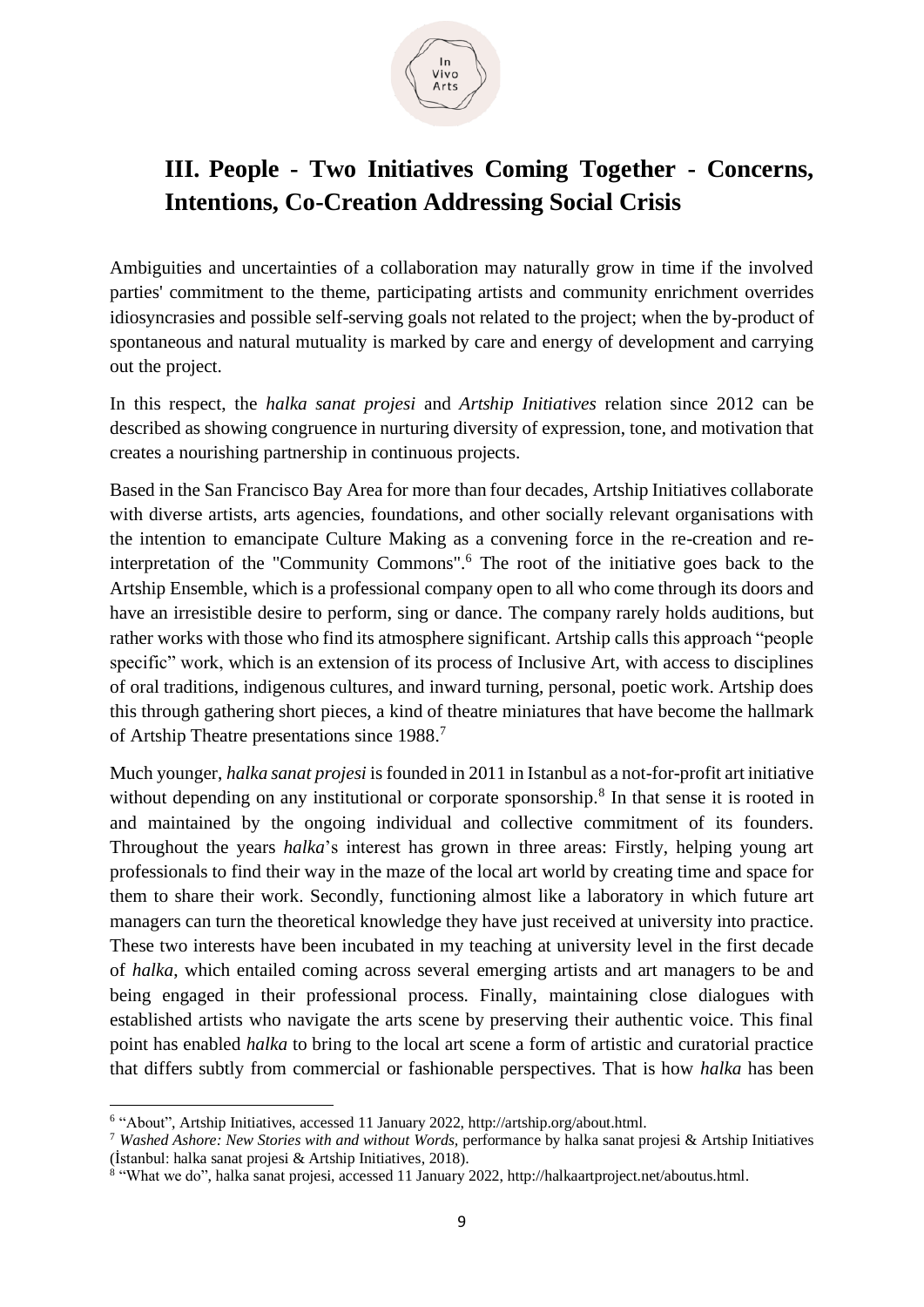## III. People - Two Initiatives Coming Together - Concerns, Intentions, Co-Creation Addressing Social Crisis

Ambiguities and uncertainties of a collaboration may naturally grow in time if the involved parties' commitment to the theme, participating artists and community enrichment overrides idiosyncrasies and possible self-serving goals not related to the project; when the by-product of spontaneous and natural mutuality is marked by care and energy of development and carrying out the project.

In this respect, the *halka sanat projesi* and *Artship Initiatives* relation since 2012 can be described as showing congruence in nurturing diversity of expression, tone, and motivation that creates a nourishing partnership in continuous projects.

Based in the San Francisco Bay Area for more than four decades, Artship Initiatives collaborate with diverse artists, arts agencies, foundations, and other socially relevant organisations with the intention to emancipate Culture Making as a convening force in the re-creation and re-interpretation of the "Community Commons".[6] The root of the initiative goes back to the Artship Ensemble, which is a professional company open to all who come through its doors and have an irresistible desire to perform, sing or dance. The company rarely holds auditions, but rather works with those who find its atmosphere significant. Artship calls this approach "people specific" work, which is an extension of its process of Inclusive Art, with access to disciplines of oral traditions, indigenous cultures, and inward turning, personal, poetic work. Artship does this through gathering short pieces, a kind of theatre miniatures that have become the hallmark of Artship Theatre presentations since 1988.[7]

Much younger, *halka sanat projesi* is founded in 2011 in Istanbul as a not-for-profit art initiative without depending on any institutional or corporate sponsorship.[8] In that sense it is rooted in and maintained by the ongoing individual and collective commitment of its founders. Throughout the years *halka*'s interest has grown in three areas: Firstly, helping young art professionals to find their way in the maze of the local art world by creating time and space for them to share their work. Secondly, functioning almost like a laboratory in which future art managers can turn the theoretical knowledge they have just received at university into practice. These two interests have been incubated in my teaching at university level in the first decade of *halka*, which entailed coming across several emerging artists and art managers to be and being engaged in their professional process. Finally, maintaining close dialogues with established artists who navigate the arts scene by preserving their authentic voice. This final point has enabled *halka* to bring to the local art scene a form of artistic and curatorial practice that differs subtly from commercial or fashionable perspectives. That is how *halka* has been

---

[6] "About", Artship Initiatives, accessed 11 January 2022, http://artship.org/about.html.

[7] *Washed Ashore: New Stories with and without Words*, performance by halka sanat projesi & Artship Initiatives (İstanbul: halka sanat projesi & Artship Initiatives, 2018).

[8] "What we do", halka sanat projesi, accessed 11 January 2022, http://halkaartproject.net/aboutus.html.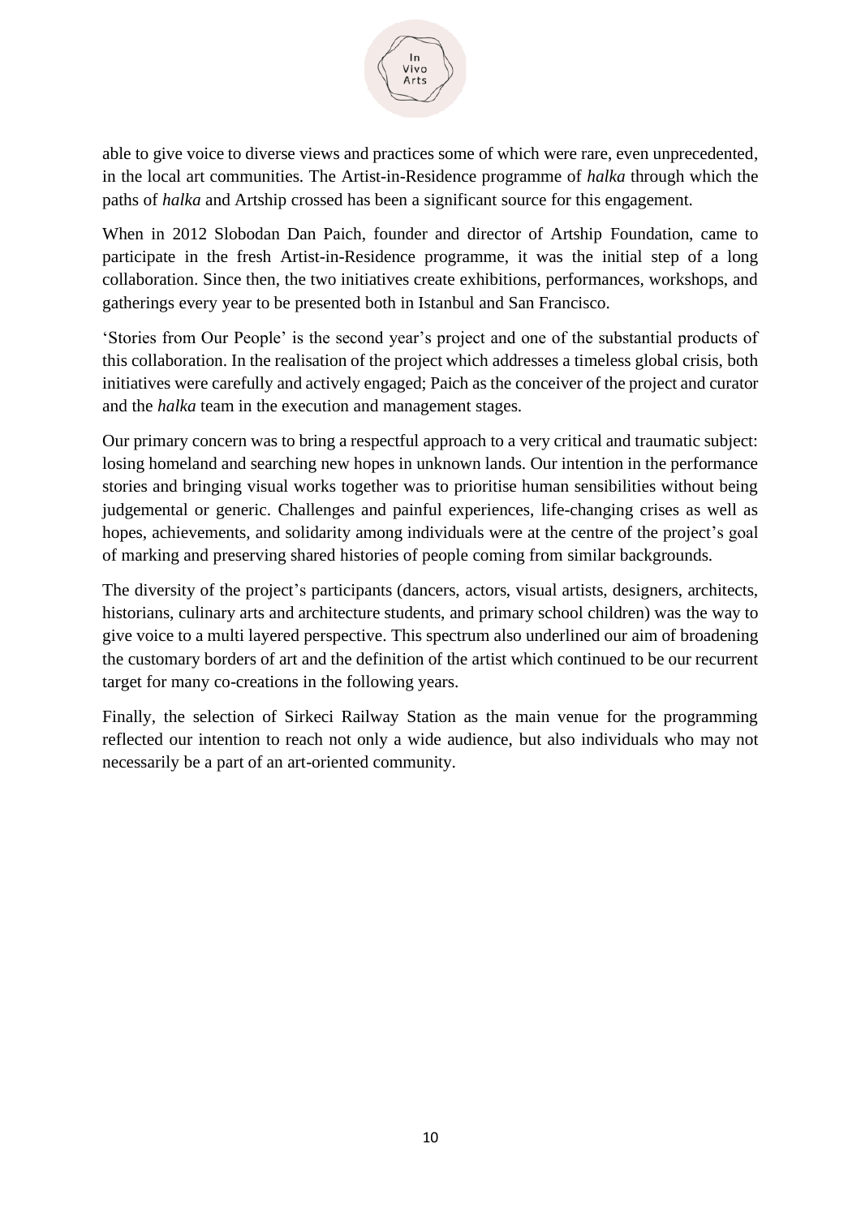able to give voice to diverse views and practices some of which were rare, even unprecedented, in the local art communities. The Artist-in-Residence programme of *halka* through which the paths of *halka* and Artship crossed has been a significant source for this engagement.

When in 2012 Slobodan Dan Paich, founder and director of Artship Foundation, came to participate in the fresh Artist-in-Residence programme, it was the initial step of a long collaboration. Since then, the two initiatives create exhibitions, performances, workshops, and gatherings every year to be presented both in Istanbul and San Francisco.

'Stories from Our People' is the second year's project and one of the substantial products of this collaboration. In the realisation of the project which addresses a timeless global crisis, both initiatives were carefully and actively engaged; Paich as the conceiver of the project and curator and the *halka* team in the execution and management stages.

Our primary concern was to bring a respectful approach to a very critical and traumatic subject: losing homeland and searching new hopes in unknown lands. Our intention in the performance stories and bringing visual works together was to prioritise human sensibilities without being judgemental or generic. Challenges and painful experiences, life-changing crises as well as hopes, achievements, and solidarity among individuals were at the centre of the project's goal of marking and preserving shared histories of people coming from similar backgrounds.

The diversity of the project's participants (dancers, actors, visual artists, designers, architects, historians, culinary arts and architecture students, and primary school children) was the way to give voice to a multi layered perspective. This spectrum also underlined our aim of broadening the customary borders of art and the definition of the artist which continued to be our recurrent target for many co-creations in the following years.

Finally, the selection of Sirkeci Railway Station as the main venue for the programming reflected our intention to reach not only a wide audience, but also individuals who may not necessarily be a part of an art-oriented community.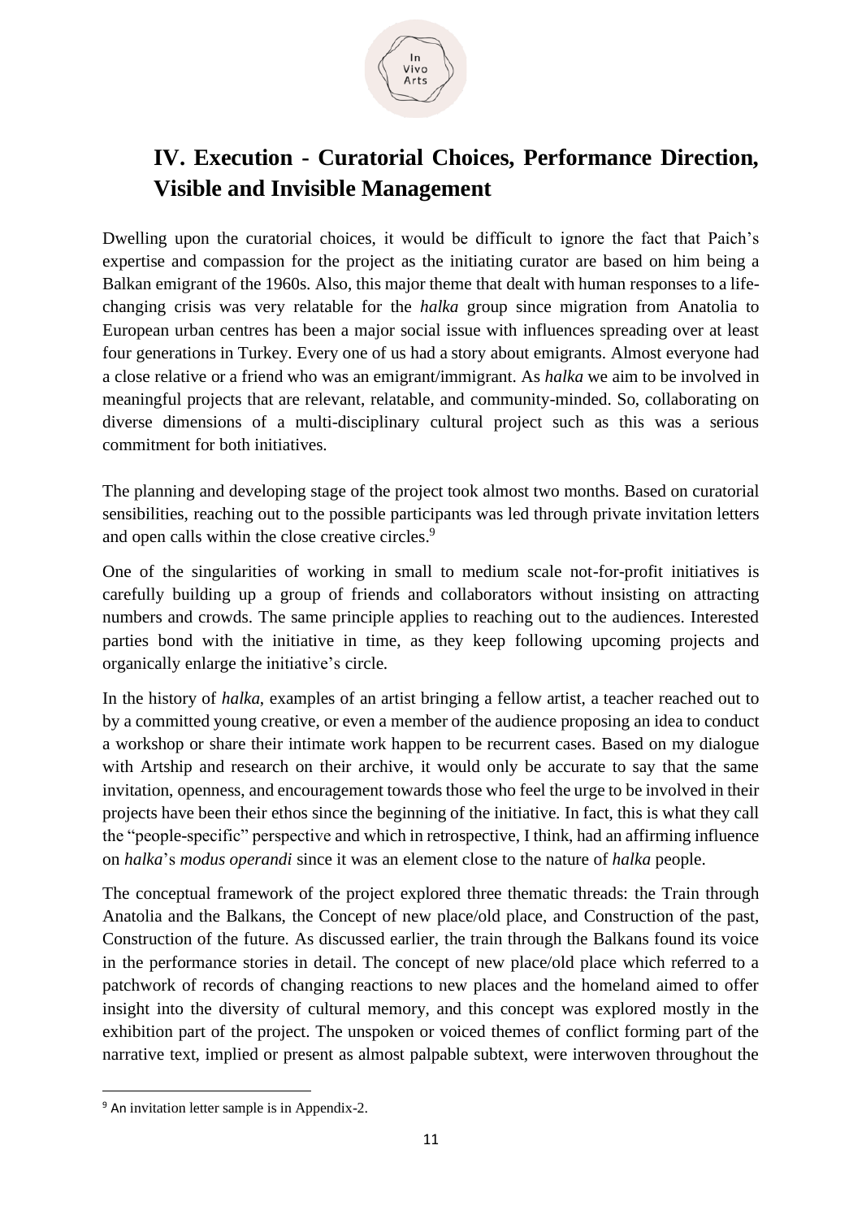## IV. Execution - Curatorial Choices, Performance Direction, Visible and Invisible Management

Dwelling upon the curatorial choices, it would be difficult to ignore the fact that Paich's expertise and compassion for the project as the initiating curator are based on him being a Balkan emigrant of the 1960s. Also, this major theme that dealt with human responses to a life-changing crisis was very relatable for the *halka* group since migration from Anatolia to European urban centres has been a major social issue with influences spreading over at least four generations in Turkey. Every one of us had a story about emigrants. Almost everyone had a close relative or a friend who was an emigrant/immigrant. As *halka* we aim to be involved in meaningful projects that are relevant, relatable, and community-minded. So, collaborating on diverse dimensions of a multi-disciplinary cultural project such as this was a serious commitment for both initiatives.

The planning and developing stage of the project took almost two months. Based on curatorial sensibilities, reaching out to the possible participants was led through private invitation letters and open calls within the close creative circles.[9]

One of the singularities of working in small to medium scale not-for-profit initiatives is carefully building up a group of friends and collaborators without insisting on attracting numbers and crowds. The same principle applies to reaching out to the audiences. Interested parties bond with the initiative in time, as they keep following upcoming projects and organically enlarge the initiative's circle.

In the history of *halka*, examples of an artist bringing a fellow artist, a teacher reached out to by a committed young creative, or even a member of the audience proposing an idea to conduct a workshop or share their intimate work happen to be recurrent cases. Based on my dialogue with Artship and research on their archive, it would only be accurate to say that the same invitation, openness, and encouragement towards those who feel the urge to be involved in their projects have been their ethos since the beginning of the initiative. In fact, this is what they call the "people-specific" perspective and which in retrospective, I think, had an affirming influence on *halka*'s *modus operandi* since it was an element close to the nature of *halka* people.

The conceptual framework of the project explored three thematic threads: the Train through Anatolia and the Balkans, the Concept of new place/old place, and Construction of the past, Construction of the future. As discussed earlier, the train through the Balkans found its voice in the performance stories in detail. The concept of new place/old place which referred to a patchwork of records of changing reactions to new places and the homeland aimed to offer insight into the diversity of cultural memory, and this concept was explored mostly in the exhibition part of the project. The unspoken or voiced themes of conflict forming part of the narrative text, implied or present as almost palpable subtext, were interwoven throughout the

[9] An invitation letter sample is in Appendix-2.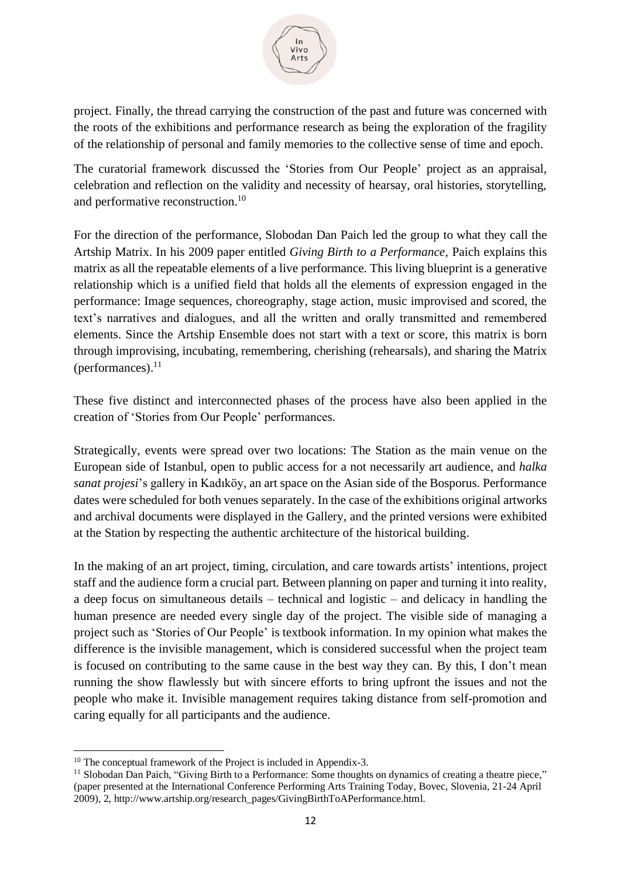project. Finally, the thread carrying the construction of the past and future was concerned with the roots of the exhibitions and performance research as being the exploration of the fragility of the relationship of personal and family memories to the collective sense of time and epoch.

The curatorial framework discussed the 'Stories from Our People' project as an appraisal, celebration and reflection on the validity and necessity of hearsay, oral histories, storytelling, and performative reconstruction.[10]

For the direction of the performance, Slobodan Dan Paich led the group to what they call the Artship Matrix. In his 2009 paper entitled *Giving Birth to a Performance*, Paich explains this matrix as all the repeatable elements of a live performance. This living blueprint is a generative relationship which is a unified field that holds all the elements of expression engaged in the performance: Image sequences, choreography, stage action, music improvised and scored, the text's narratives and dialogues, and all the written and orally transmitted and remembered elements. Since the Artship Ensemble does not start with a text or score, this matrix is born through improvising, incubating, remembering, cherishing (rehearsals), and sharing the Matrix (performances).[11]

These five distinct and interconnected phases of the process have also been applied in the creation of 'Stories from Our People' performances.

Strategically, events were spread over two locations: The Station as the main venue on the European side of Istanbul, open to public access for a not necessarily art audience, and *halka sanat projesi*'s gallery in Kadıköy, an art space on the Asian side of the Bosporus. Performance dates were scheduled for both venues separately. In the case of the exhibitions original artworks and archival documents were displayed in the Gallery, and the printed versions were exhibited at the Station by respecting the authentic architecture of the historical building.

In the making of an art project, timing, circulation, and care towards artists' intentions, project staff and the audience form a crucial part. Between planning on paper and turning it into reality, a deep focus on simultaneous details – technical and logistic – and delicacy in handling the human presence are needed every single day of the project. The visible side of managing a project such as 'Stories of Our People' is textbook information. In my opinion what makes the difference is the invisible management, which is considered successful when the project team is focused on contributing to the same cause in the best way they can. By this, I don't mean running the show flawlessly but with sincere efforts to bring upfront the issues and not the people who make it. Invisible management requires taking distance from self-promotion and caring equally for all participants and the audience.

---

[10] The conceptual framework of the Project is included in Appendix-3.

[11] Slobodan Dan Paich, "Giving Birth to a Performance: Some thoughts on dynamics of creating a theatre piece," (paper presented at the International Conference Performing Arts Training Today, Bovec, Slovenia, 21-24 April 2009), 2, http://www.artship.org/research_pages/GivingBirthToAPerformance.html.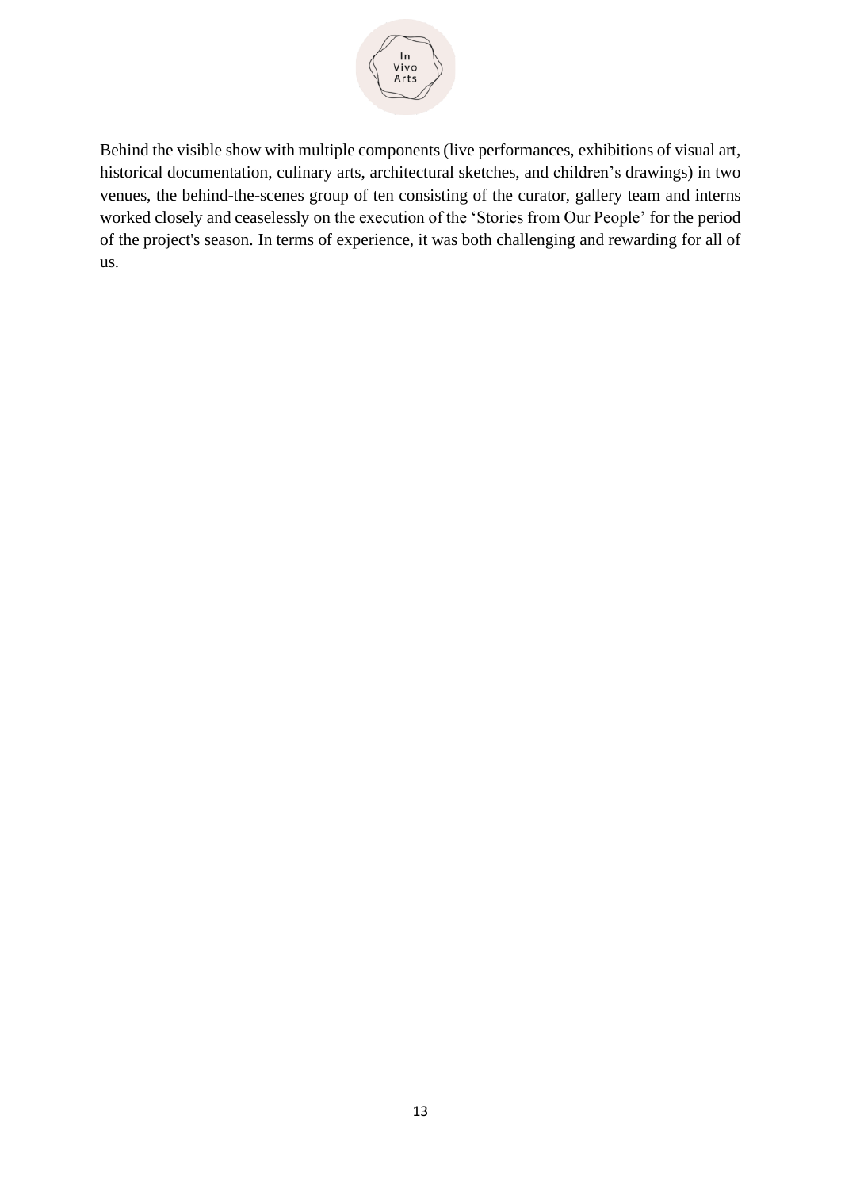Behind the visible show with multiple components (live performances, exhibitions of visual art, historical documentation, culinary arts, architectural sketches, and children's drawings) in two venues, the behind-the-scenes group of ten consisting of the curator, gallery team and interns worked closely and ceaselessly on the execution of the 'Stories from Our People' for the period of the project's season. In terms of experience, it was both challenging and rewarding for all of us.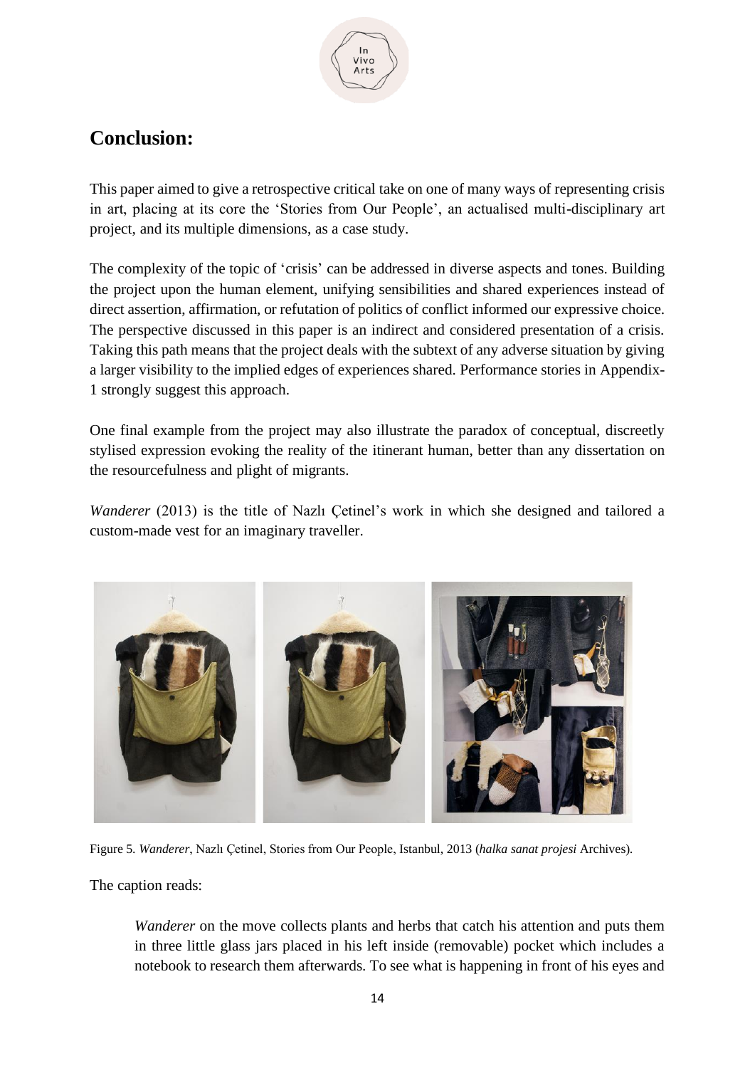## Conclusion:

This paper aimed to give a retrospective critical take on one of many ways of representing crisis in art, placing at its core the 'Stories from Our People', an actualised multi-disciplinary art project, and its multiple dimensions, as a case study.

The complexity of the topic of 'crisis' can be addressed in diverse aspects and tones. Building the project upon the human element, unifying sensibilities and shared experiences instead of direct assertion, affirmation, or refutation of politics of conflict informed our expressive choice. The perspective discussed in this paper is an indirect and considered presentation of a crisis. Taking this path means that the project deals with the subtext of any adverse situation by giving a larger visibility to the implied edges of experiences shared. Performance stories in Appendix-1 strongly suggest this approach.

One final example from the project may also illustrate the paradox of conceptual, discreetly stylised expression evoking the reality of the itinerant human, better than any dissertation on the resourcefulness and plight of migrants.

*Wanderer* (2013) is the title of Nazlı Çetinel's work in which she designed and tailored a custom-made vest for an imaginary traveller.

Figure 5. *Wanderer*, Nazlı Çetinel, Stories from Our People, Istanbul, 2013 (*halka sanat projesi* Archives).

The caption reads:

> *Wanderer* on the move collects plants and herbs that catch his attention and puts them in three little glass jars placed in his left inside (removable) pocket which includes a notebook to research them afterwards. To see what is happening in front of his eyes and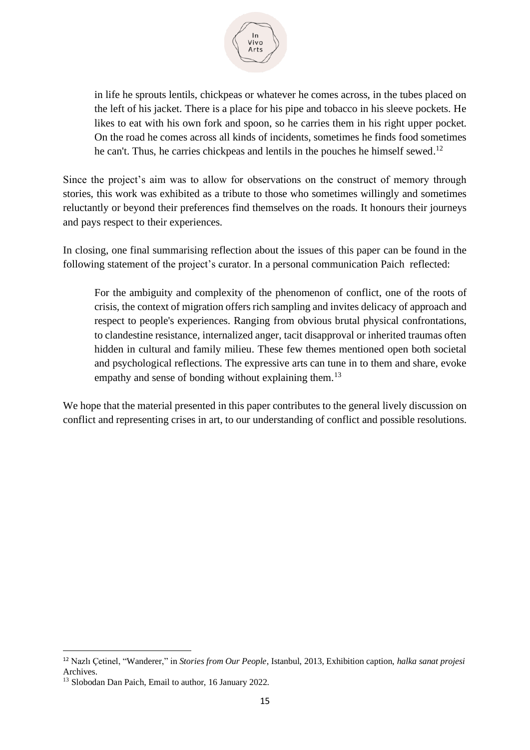> in life he sprouts lentils, chickpeas or whatever he comes across, in the tubes placed on the left of his jacket. There is a place for his pipe and tobacco in his sleeve pockets. He likes to eat with his own fork and spoon, so he carries them in his right upper pocket. On the road he comes across all kinds of incidents, sometimes he finds food sometimes he can't. Thus, he carries chickpeas and lentils in the pouches he himself sewed.[12]

Since the project's aim was to allow for observations on the construct of memory through stories, this work was exhibited as a tribute to those who sometimes willingly and sometimes reluctantly or beyond their preferences find themselves on the roads. It honours their journeys and pays respect to their experiences.

In closing, one final summarising reflection about the issues of this paper can be found in the following statement of the project's curator. In a personal communication Paich reflected:

> For the ambiguity and complexity of the phenomenon of conflict, one of the roots of crisis, the context of migration offers rich sampling and invites delicacy of approach and respect to people's experiences. Ranging from obvious brutal physical confrontations, to clandestine resistance, internalized anger, tacit disapproval or inherited traumas often hidden in cultural and family milieu. These few themes mentioned open both societal and psychological reflections. The expressive arts can tune in to them and share, evoke empathy and sense of bonding without explaining them.[13]

We hope that the material presented in this paper contributes to the general lively discussion on conflict and representing crises in art, to our understanding of conflict and possible resolutions.

---

[12] Nazlı Çetinel, "Wanderer," in *Stories from Our People*, Istanbul, 2013, Exhibition caption, *halka sanat projesi* Archives.

[13] Slobodan Dan Paich, Email to author, 16 January 2022.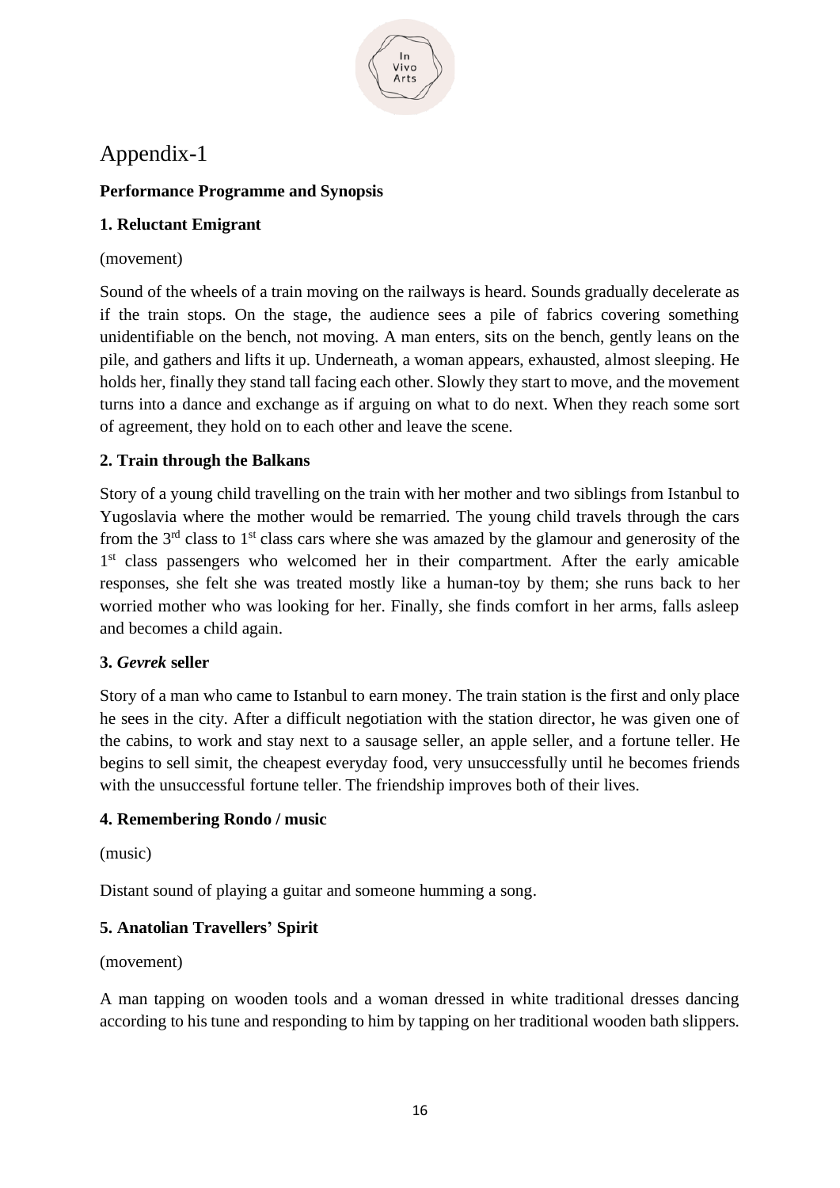# Appendix-1

**Performance Programme and Synopsis**

**1. Reluctant Emigrant**

(movement)

Sound of the wheels of a train moving on the railways is heard. Sounds gradually decelerate as if the train stops. On the stage, the audience sees a pile of fabrics covering something unidentifiable on the bench, not moving. A man enters, sits on the bench, gently leans on the pile, and gathers and lifts it up. Underneath, a woman appears, exhausted, almost sleeping. He holds her, finally they stand tall facing each other. Slowly they start to move, and the movement turns into a dance and exchange as if arguing on what to do next. When they reach some sort of agreement, they hold on to each other and leave the scene.

**2. Train through the Balkans**

Story of a young child travelling on the train with her mother and two siblings from Istanbul to Yugoslavia where the mother would be remarried. The young child travels through the cars from the 3rd class to 1st class cars where she was amazed by the glamour and generosity of the 1st class passengers who welcomed her in their compartment. After the early amicable responses, she felt she was treated mostly like a human-toy by them; she runs back to her worried mother who was looking for her. Finally, she finds comfort in her arms, falls asleep and becomes a child again.

**3. *Gevrek* seller**

Story of a man who came to Istanbul to earn money. The train station is the first and only place he sees in the city. After a difficult negotiation with the station director, he was given one of the cabins, to work and stay next to a sausage seller, an apple seller, and a fortune teller. He begins to sell simit, the cheapest everyday food, very unsuccessfully until he becomes friends with the unsuccessful fortune teller. The friendship improves both of their lives.

**4. Remembering Rondo / music**

(music)

Distant sound of playing a guitar and someone humming a song.

**5. Anatolian Travellers' Spirit**

(movement)

A man tapping on wooden tools and a woman dressed in white traditional dresses dancing according to his tune and responding to him by tapping on her traditional wooden bath slippers.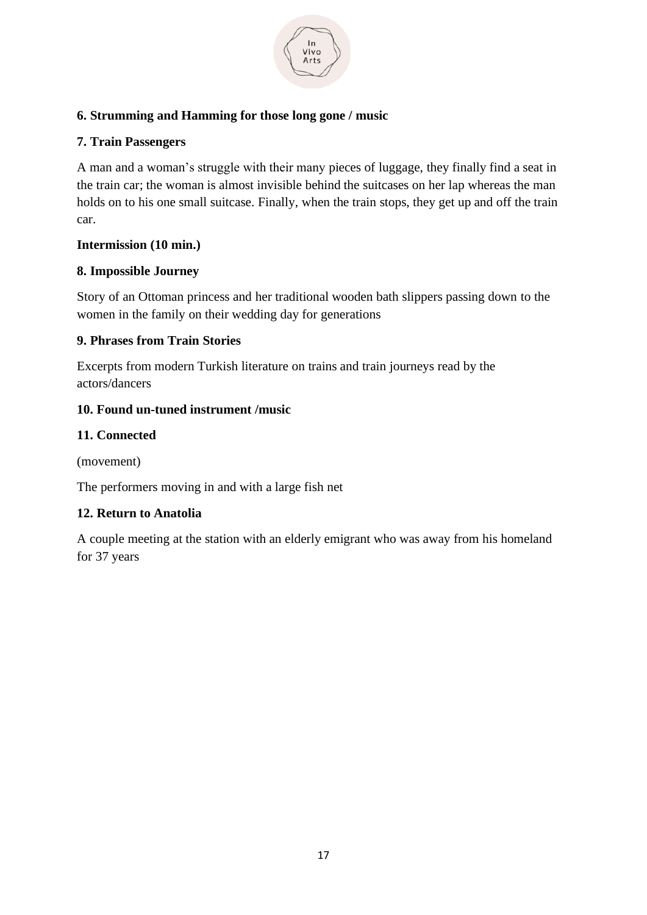**6. Strumming and Hamming for those long gone / music**

**7. Train Passengers**

A man and a woman's struggle with their many pieces of luggage, they finally find a seat in the train car; the woman is almost invisible behind the suitcases on her lap whereas the man holds on to his one small suitcase. Finally, when the train stops, they get up and off the train car.

**Intermission (10 min.)**

**8. Impossible Journey**

Story of an Ottoman princess and her traditional wooden bath slippers passing down to the women in the family on their wedding day for generations

**9. Phrases from Train Stories**

Excerpts from modern Turkish literature on trains and train journeys read by the actors/dancers

**10. Found un-tuned instrument /music**

**11. Connected**

(movement)

The performers moving in and with a large fish net

**12. Return to Anatolia**

A couple meeting at the station with an elderly emigrant who was away from his homeland for 37 years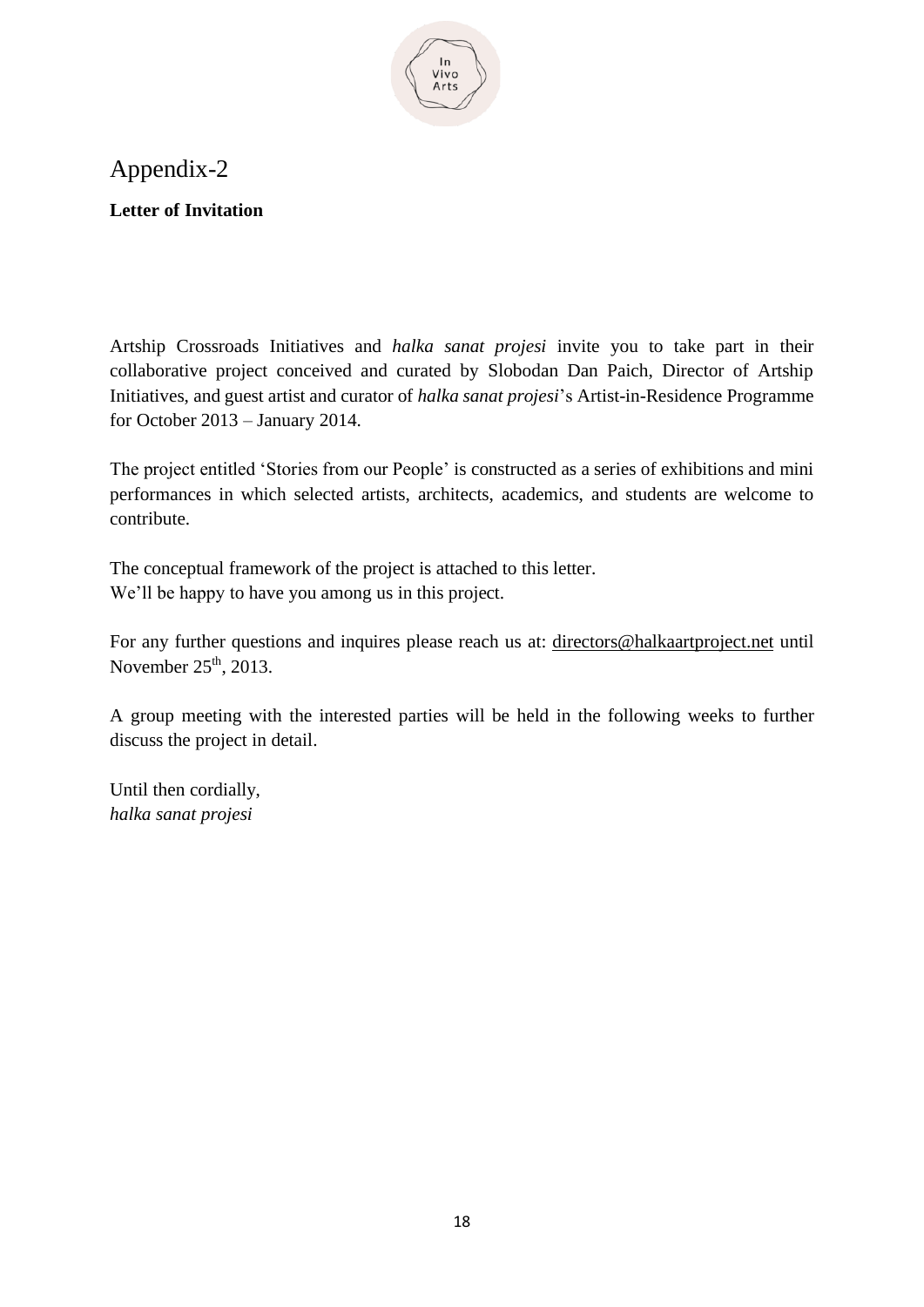# Appendix-2

**Letter of Invitation**

Artship Crossroads Initiatives and *halka sanat projesi* invite you to take part in their collaborative project conceived and curated by Slobodan Dan Paich, Director of Artship Initiatives, and guest artist and curator of *halka sanat projesi*'s Artist-in-Residence Programme for October 2013 – January 2014.

The project entitled 'Stories from our People' is constructed as a series of exhibitions and mini performances in which selected artists, architects, academics, and students are welcome to contribute.

The conceptual framework of the project is attached to this letter.
We'll be happy to have you among us in this project.

For any further questions and inquires please reach us at: directors@halkaartproject.net until November 25th, 2013.

A group meeting with the interested parties will be held in the following weeks to further discuss the project in detail.

Until then cordially,
*halka sanat projesi*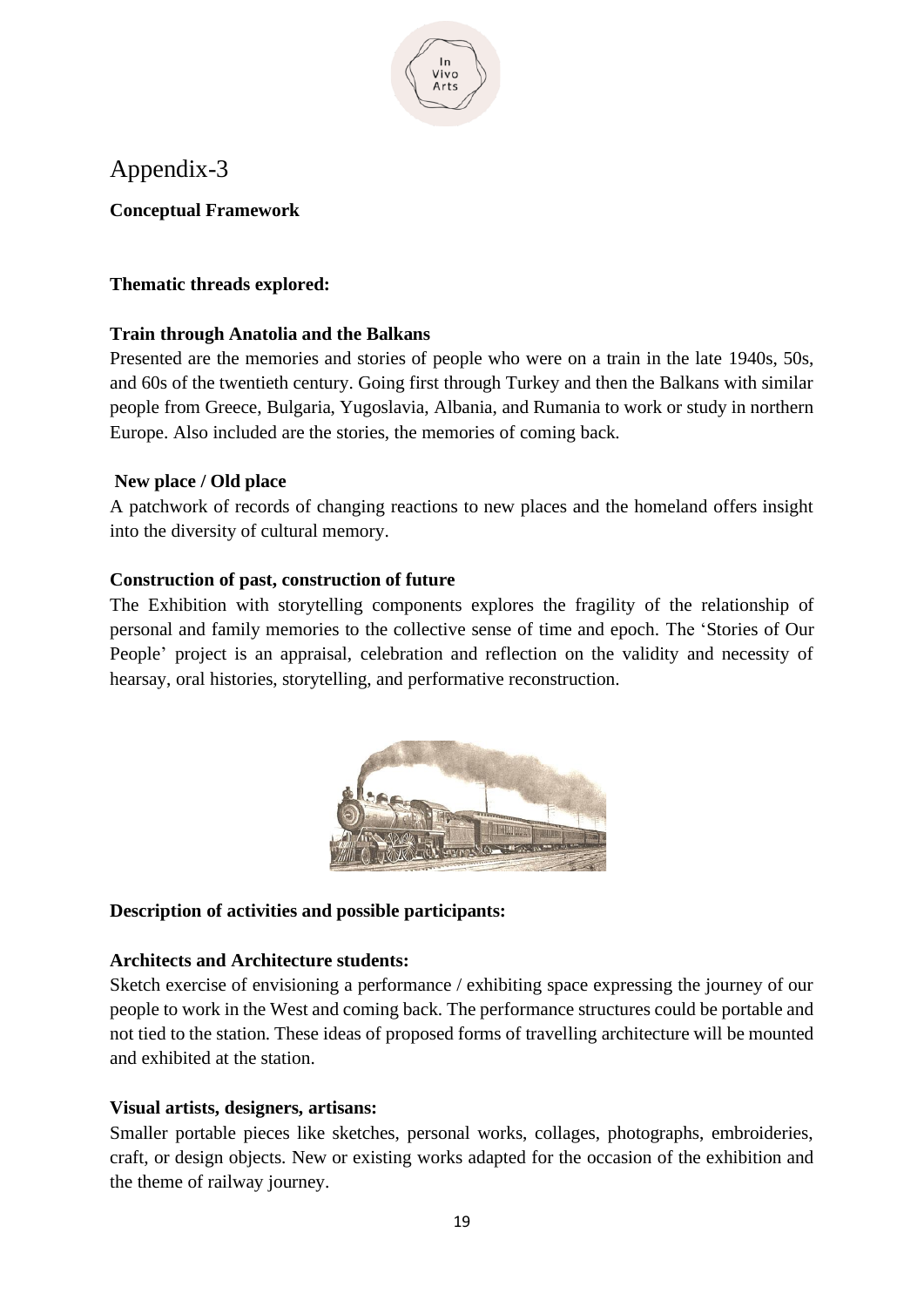# Appendix-3

**Conceptual Framework**

**Thematic threads explored:**

**Train through Anatolia and the Balkans**

Presented are the memories and stories of people who were on a train in the late 1940s, 50s, and 60s of the twentieth century. Going first through Turkey and then the Balkans with similar people from Greece, Bulgaria, Yugoslavia, Albania, and Rumania to work or study in northern Europe. Also included are the stories, the memories of coming back.

**New place / Old place**

A patchwork of records of changing reactions to new places and the homeland offers insight into the diversity of cultural memory.

**Construction of past, construction of future**

The Exhibition with storytelling components explores the fragility of the relationship of personal and family memories to the collective sense of time and epoch. The 'Stories of Our People' project is an appraisal, celebration and reflection on the validity and necessity of hearsay, oral histories, storytelling, and performative reconstruction.

**Description of activities and possible participants:**

**Architects and Architecture students:**

Sketch exercise of envisioning a performance / exhibiting space expressing the journey of our people to work in the West and coming back. The performance structures could be portable and not tied to the station. These ideas of proposed forms of travelling architecture will be mounted and exhibited at the station.

**Visual artists, designers, artisans:**

Smaller portable pieces like sketches, personal works, collages, photographs, embroideries, craft, or design objects. New or existing works adapted for the occasion of the exhibition and the theme of railway journey.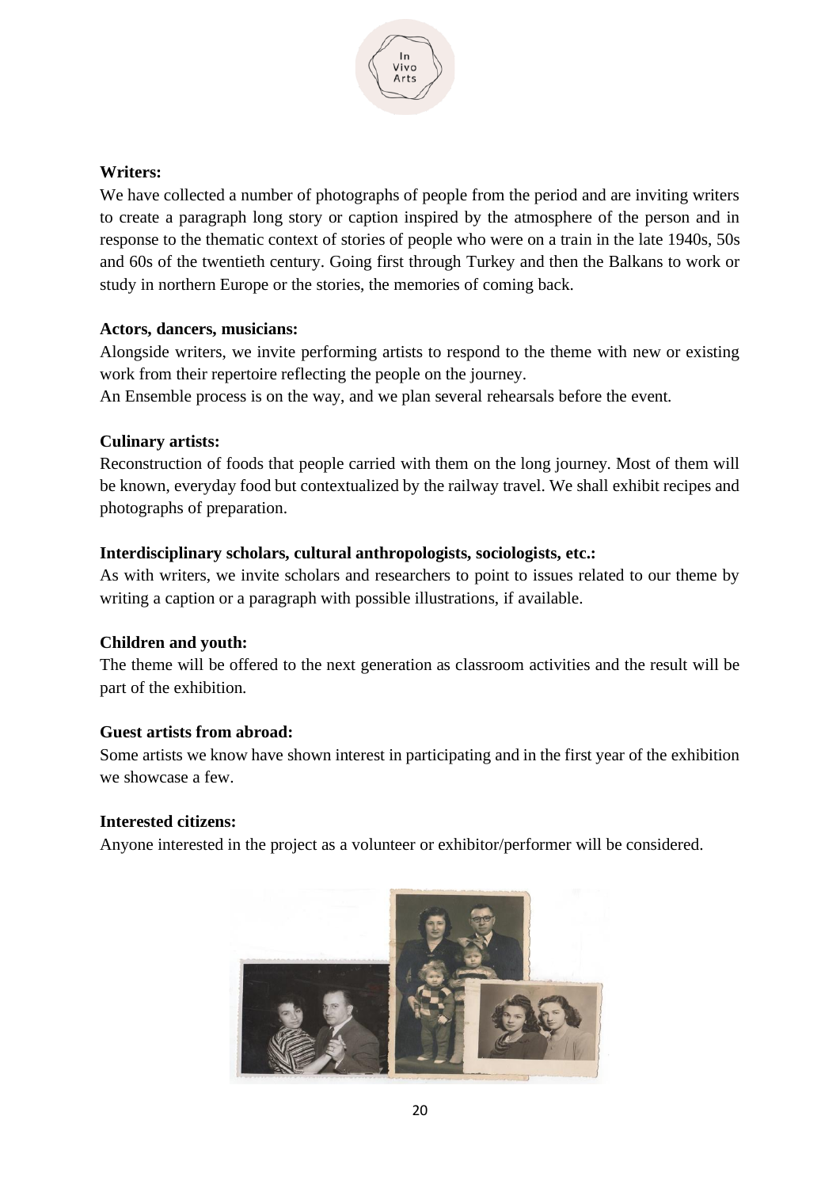**Writers:**

We have collected a number of photographs of people from the period and are inviting writers to create a paragraph long story or caption inspired by the atmosphere of the person and in response to the thematic context of stories of people who were on a train in the late 1940s, 50s and 60s of the twentieth century. Going first through Turkey and then the Balkans to work or study in northern Europe or the stories, the memories of coming back.

**Actors, dancers, musicians:**

Alongside writers, we invite performing artists to respond to the theme with new or existing work from their repertoire reflecting the people on the journey.

An Ensemble process is on the way, and we plan several rehearsals before the event.

**Culinary artists:**

Reconstruction of foods that people carried with them on the long journey. Most of them will be known, everyday food but contextualized by the railway travel. We shall exhibit recipes and photographs of preparation.

**Interdisciplinary scholars, cultural anthropologists, sociologists, etc.:**

As with writers, we invite scholars and researchers to point to issues related to our theme by writing a caption or a paragraph with possible illustrations, if available.

**Children and youth:**

The theme will be offered to the next generation as classroom activities and the result will be part of the exhibition.

**Guest artists from abroad:**

Some artists we know have shown interest in participating and in the first year of the exhibition we showcase a few.

**Interested citizens:**

Anyone interested in the project as a volunteer or exhibitor/performer will be considered.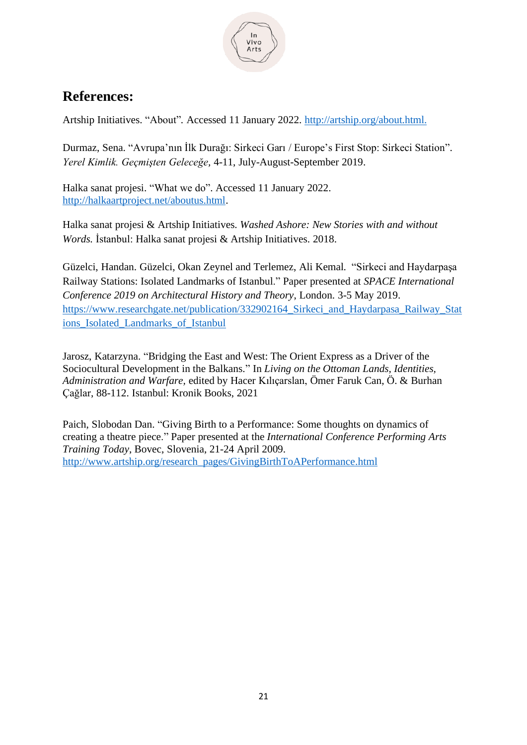## References:

Artship Initiatives. "About". Accessed 11 January 2022. http://artship.org/about.html.

Durmaz, Sena. "Avrupa'nın İlk Durağı: Sirkeci Garı / Europe's First Stop: Sirkeci Station". *Yerel Kimlik. Geçmişten Geleceğe*, 4-11, July-August-September 2019.

Halka sanat projesi. "What we do". Accessed 11 January 2022. http://halkaartproject.net/aboutus.html.

Halka sanat projesi & Artship Initiatives. *Washed Ashore: New Stories with and without Words.* İstanbul: Halka sanat projesi & Artship Initiatives. 2018.

Güzelci, Handan. Güzelci, Okan Zeynel and Terlemez, Ali Kemal. "Sirkeci and Haydarpaşa Railway Stations: Isolated Landmarks of Istanbul." Paper presented at *SPACE International Conference 2019 on Architectural History and Theory*, London. 3-5 May 2019. https://www.researchgate.net/publication/332902164_Sirkeci_and_Haydarpasa_Railway_Stations_Isolated_Landmarks_of_Istanbul

Jarosz, Katarzyna. "Bridging the East and West: The Orient Express as a Driver of the Sociocultural Development in the Balkans." In *Living on the Ottoman Lands, Identities, Administration and Warfare*, edited by Hacer Kılıçarslan, Ömer Faruk Can, Ö. & Burhan Çağlar, 88-112. Istanbul: Kronik Books, 2021

Paich, Slobodan Dan. "Giving Birth to a Performance: Some thoughts on dynamics of creating a theatre piece." Paper presented at the *International Conference Performing Arts Training Today*, Bovec, Slovenia, 21-24 April 2009. http://www.artship.org/research_pages/GivingBirthToAPerformance.html